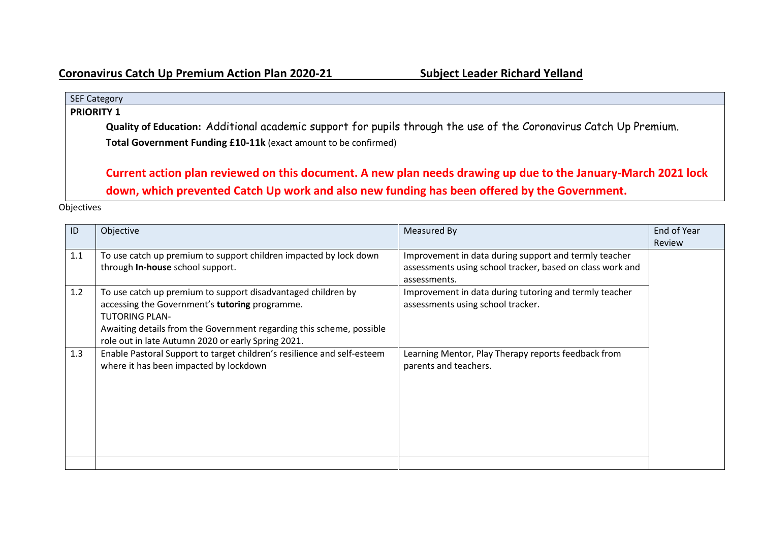## Coronavirus Catch Up Premium Action Plan 2020-21 Subject Leader Richard Yelland

| SEF Category |
| --- |
| **PRIORITY 1**<br>**Quality of Education:** Additional academic support for pupils through the use of the Coronavirus Catch Up Premium.<br>**Total Government Funding £10-11k** (exact amount to be confirmed)<br><br>**Current action plan reviewed on this document. A new plan needs drawing up due to the January-March 2021 lock down, which prevented Catch Up work and also new funding has been offered by the Government.** |

Objectives

| ID | Objective | Measured By | End of Year Review |
| --- | --- | --- | --- |
| 1.1 | To use catch up premium to support children impacted by lock down through **In-house** school support. | Improvement in data during support and termly teacher assessments using school tracker, based on class work and assessments. | |
| 1.2 | To use catch up premium to support disadvantaged children by accessing the Government's **tutoring** programme.<br>TUTORING PLAN-<br>Awaiting details from the Government regarding this scheme, possible role out in late Autumn 2020 or early Spring 2021. | Improvement in data during tutoring and termly teacher assessments using school tracker. | |
| 1.3 | Enable Pastoral Support to target children's resilience and self-esteem where it has been impacted by lockdown | Learning Mentor, Play Therapy reports feedback from parents and teachers. | |
| | | | |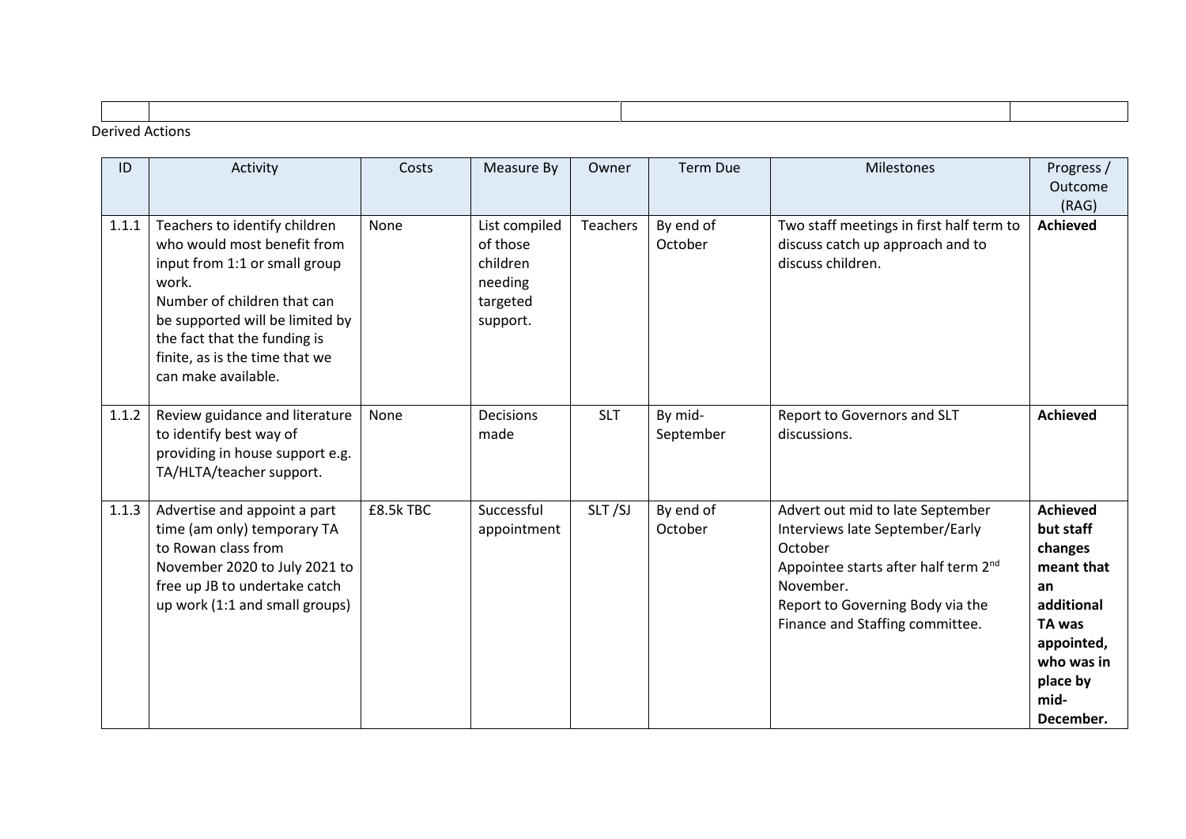| | | | |
|---|---|---|---|

Derived Actions

| ID | Activity | Costs | Measure By | Owner | Term Due | Milestones | Progress / Outcome (RAG) |
|---|---|---|---|---|---|---|---|
| 1.1.1 | Teachers to identify children who would most benefit from input from 1:1 or small group work.<br>Number of children that can be supported will be limited by the fact that the funding is finite, as is the time that we can make available. | None | List compiled of those children needing targeted support. | Teachers | By end of October | Two staff meetings in first half term to discuss catch up approach and to discuss children. | **Achieved** |
| 1.1.2 | Review guidance and literature to identify best way of providing in house support e.g. TA/HLTA/teacher support. | None | Decisions made | SLT | By mid-September | Report to Governors and SLT discussions. | **Achieved** |
| 1.1.3 | Advertise and appoint a part time (am only) temporary TA to Rowan class from November 2020 to July 2021 to free up JB to undertake catch up work (1:1 and small groups) | £8.5k TBC | Successful appointment | SLT /SJ | By end of October | Advert out mid to late September<br>Interviews late September/Early October<br>Appointee starts after half term 2nd November.<br>Report to Governing Body via the Finance and Staffing committee. | **Achieved but staff changes meant that an additional TA was appointed, who was in place by mid-December.** |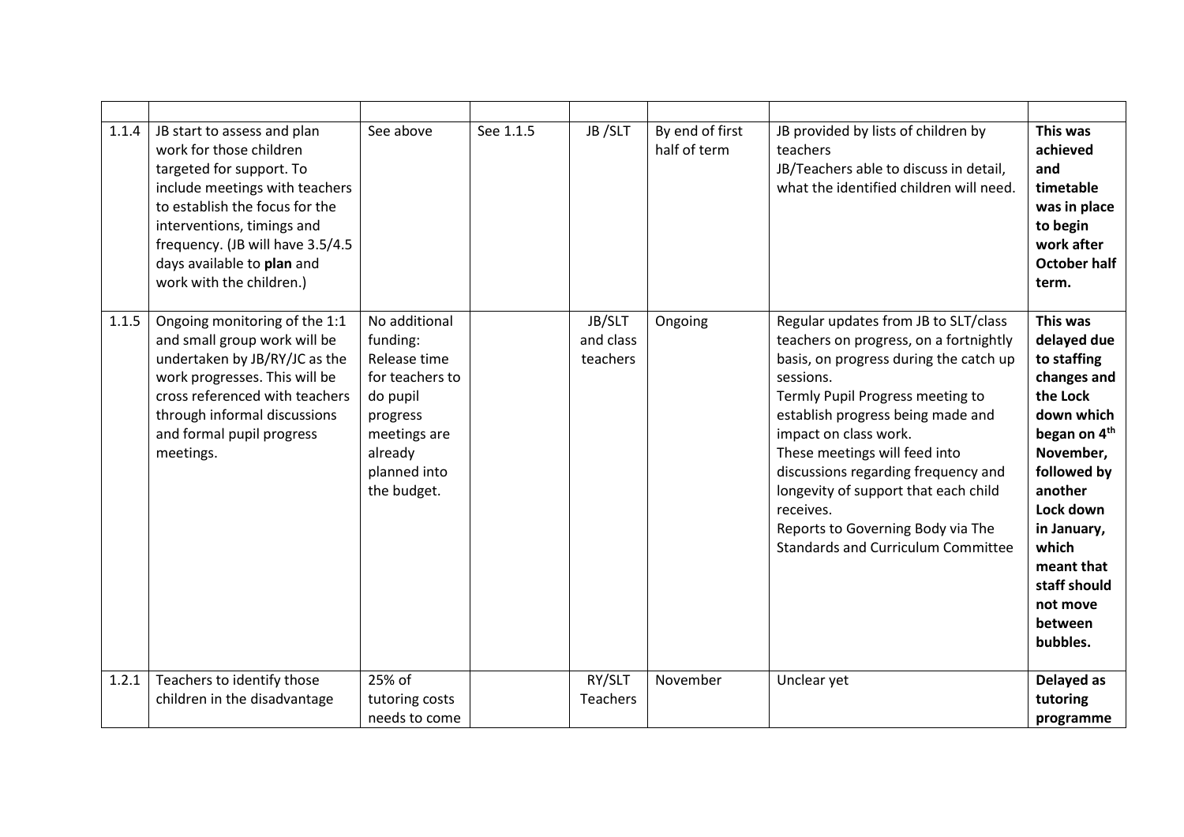| | | | | | | | |
|---|---|---|---|---|---|---|---|
| 1.1.4 | JB start to assess and plan work for those children targeted for support. To include meetings with teachers to establish the focus for the interventions, timings and frequency. (JB will have 3.5/4.5 days available to **plan** and work with the children.) | See above | See 1.1.5 | JB /SLT | By end of first half of term | JB provided by lists of children by teachers<br>JB/Teachers able to discuss in detail, what the identified children will need. | **This was achieved and timetable was in place to begin work after October half term.** |
| 1.1.5 | Ongoing monitoring of the 1:1 and small group work will be undertaken by JB/RY/JC as the work progresses. This will be cross referenced with teachers through informal discussions and formal pupil progress meetings. | No additional funding: Release time for teachers to do pupil progress meetings are already planned into the budget. | | JB/SLT and class teachers | Ongoing | Regular updates from JB to SLT/class teachers on progress, on a fortnightly basis, on progress during the catch up sessions.<br>Termly Pupil Progress meeting to establish progress being made and impact on class work.<br>These meetings will feed into discussions regarding frequency and longevity of support that each child receives.<br>Reports to Governing Body via The Standards and Curriculum Committee | **This was delayed due to staffing changes and the Lock down which began on 4th November, followed by another Lock down in January, which meant that staff should not move between bubbles.** |
| 1.2.1 | Teachers to identify those children in the disadvantage | 25% of tutoring costs needs to come | | RY/SLT Teachers | November | Unclear yet | **Delayed as tutoring programme** |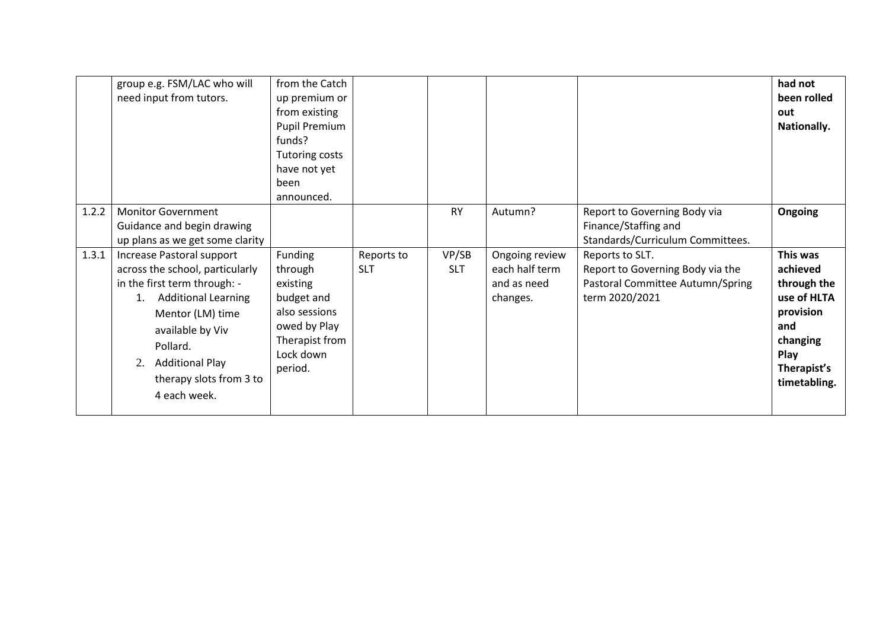| | | | | | | | |
|---|---|---|---|---|---|---|---|
| | group e.g. FSM/LAC who will need input from tutors. | from the Catch up premium or from existing Pupil Premium funds? Tutoring costs have not yet been announced. | | | | | **had not been rolled out Nationally.** |
| 1.2.2 | Monitor Government Guidance and begin drawing up plans as we get some clarity | | | RY | Autumn? | Report to Governing Body via Finance/Staffing and Standards/Curriculum Committees. | **Ongoing** |
| 1.3.1 | Increase Pastoral support across the school, particularly in the first term through: - 1. Additional Learning Mentor (LM) time available by Viv Pollard. 2. Additional Play therapy slots from 3 to 4 each week. | Funding through existing budget and also sessions owed by Play Therapist from Lock down period. | Reports to SLT | VP/SB SLT | Ongoing review each half term and as need changes. | Reports to SLT. Report to Governing Body via the Pastoral Committee Autumn/Spring term 2020/2021 | **This was achieved through the use of HLTA provision and changing Play Therapist's timetabling.** |